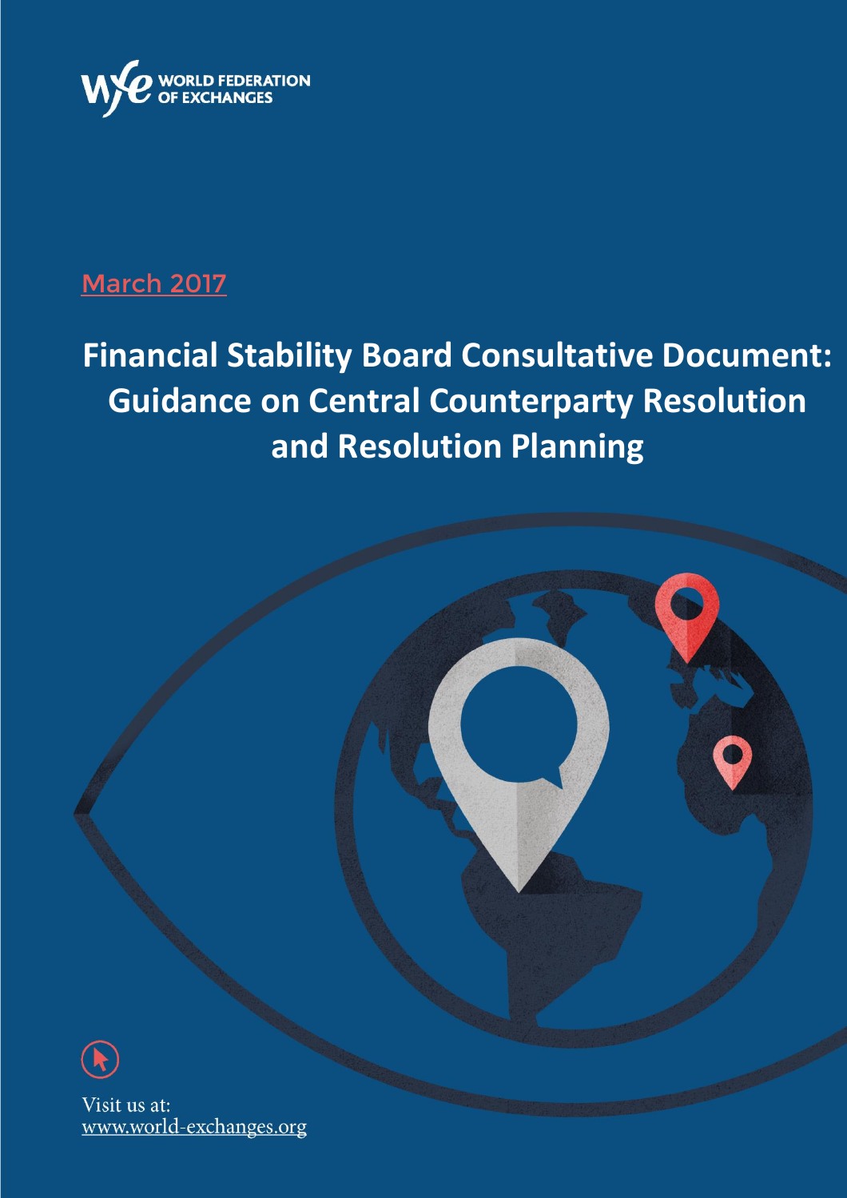WORLD FEDERATION OF EXCHANGES

March 2017

# Financial Stability Board Consultative Document: Guidance on Central Counterparty Resolution and Resolution Planning

Visit us at:
www.world-exchanges.org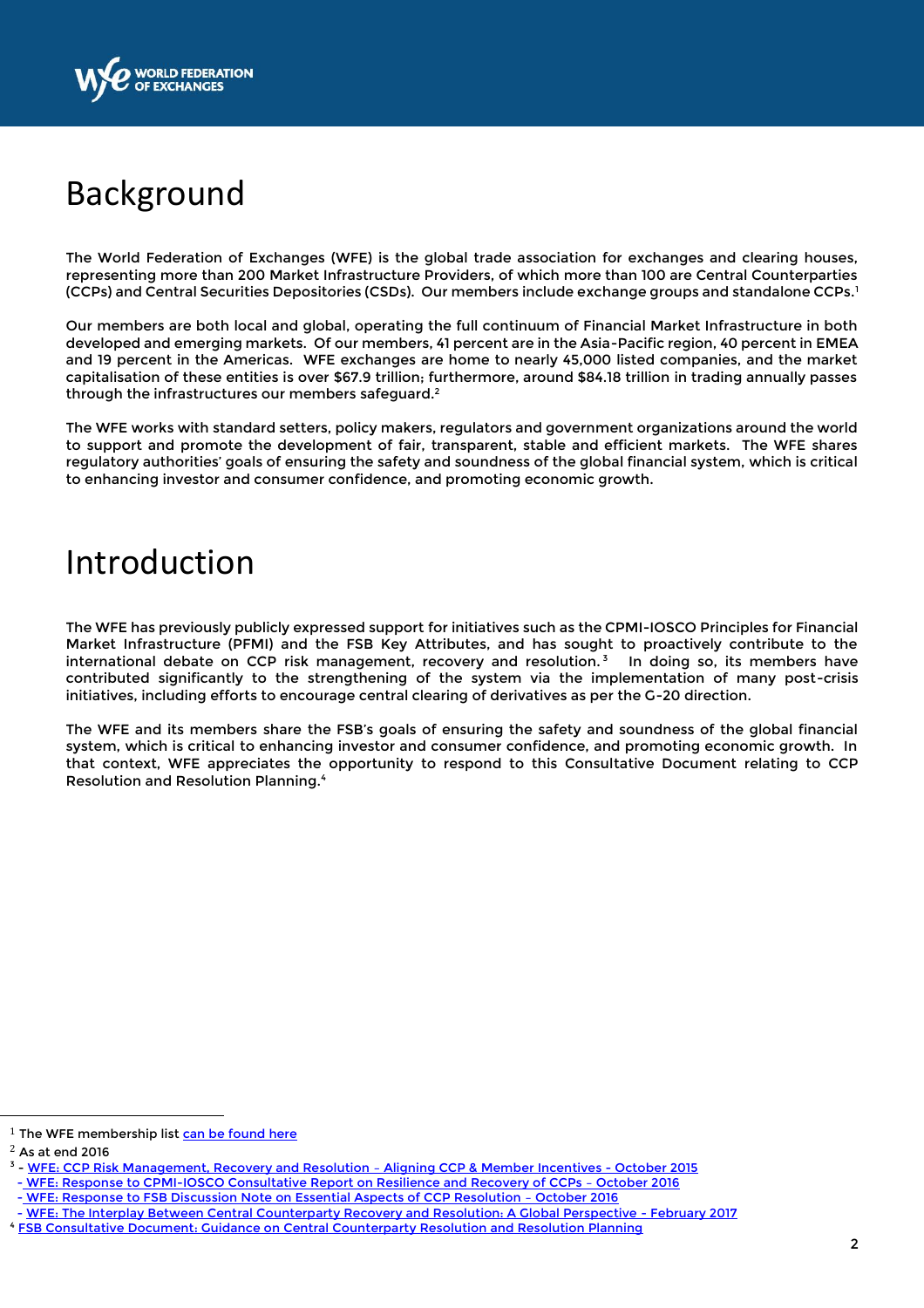# Background

The World Federation of Exchanges (WFE) is the global trade association for exchanges and clearing houses, representing more than 200 Market Infrastructure Providers, of which more than 100 are Central Counterparties (CCPs) and Central Securities Depositories (CSDs). Our members include exchange groups and standalone CCPs.[1]

Our members are both local and global, operating the full continuum of Financial Market Infrastructure in both developed and emerging markets. Of our members, 41 percent are in the Asia-Pacific region, 40 percent in EMEA and 19 percent in the Americas. WFE exchanges are home to nearly 45,000 listed companies, and the market capitalisation of these entities is over $67.9 trillion; furthermore, around $84.18 trillion in trading annually passes through the infrastructures our members safeguard.[2]

The WFE works with standard setters, policy makers, regulators and government organizations around the world to support and promote the development of fair, transparent, stable and efficient markets. The WFE shares regulatory authorities' goals of ensuring the safety and soundness of the global financial system, which is critical to enhancing investor and consumer confidence, and promoting economic growth.

# Introduction

The WFE has previously publicly expressed support for initiatives such as the CPMI-IOSCO Principles for Financial Market Infrastructure (PFMI) and the FSB Key Attributes, and has sought to proactively contribute to the international debate on CCP risk management, recovery and resolution.[3] In doing so, its members have contributed significantly to the strengthening of the system via the implementation of many post-crisis initiatives, including efforts to encourage central clearing of derivatives as per the G-20 direction.

The WFE and its members share the FSB's goals of ensuring the safety and soundness of the global financial system, which is critical to enhancing investor and consumer confidence, and promoting economic growth. In that context, WFE appreciates the opportunity to respond to this Consultative Document relating to CCP Resolution and Resolution Planning.[4]

---

[1] The WFE membership list can be found here

[2] As at end 2016

[3] - WFE: CCP Risk Management, Recovery and Resolution – Aligning CCP & Member Incentives - October 2015
- WFE: Response to CPMI-IOSCO Consultative Report on Resilience and Recovery of CCPs – October 2016
- WFE: Response to FSB Discussion Note on Essential Aspects of CCP Resolution – October 2016
- WFE: The Interplay Between Central Counterparty Recovery and Resolution: A Global Perspective - February 2017

[4] FSB Consultative Document: Guidance on Central Counterparty Resolution and Resolution Planning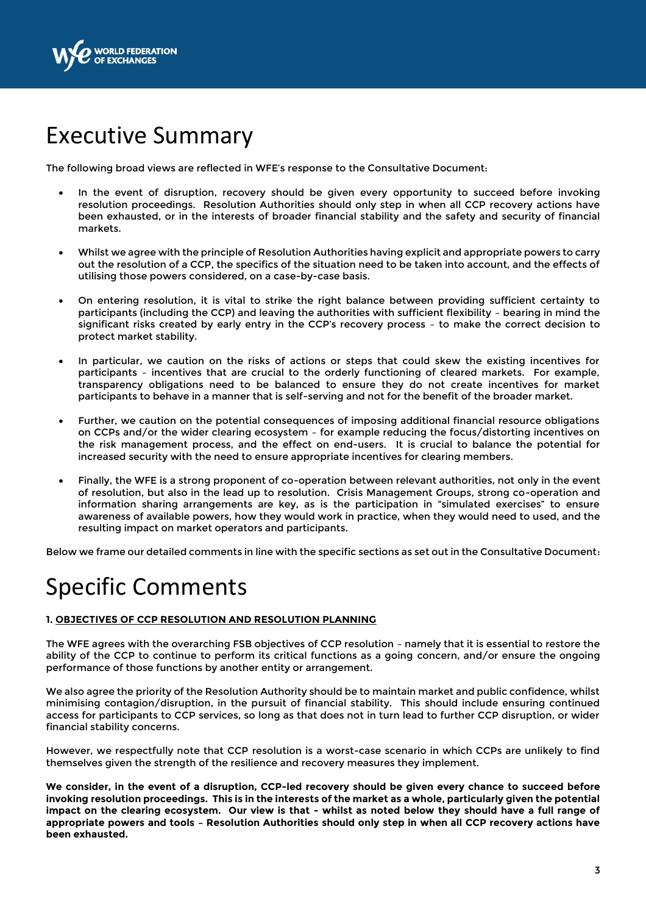# Executive Summary

The following broad views are reflected in WFE's response to the Consultative Document:

- In the event of disruption, recovery should be given every opportunity to succeed before invoking resolution proceedings. Resolution Authorities should only step in when all CCP recovery actions have been exhausted, or in the interests of broader financial stability and the safety and security of financial markets.

- Whilst we agree with the principle of Resolution Authorities having explicit and appropriate powers to carry out the resolution of a CCP, the specifics of the situation need to be taken into account, and the effects of utilising those powers considered, on a case-by-case basis.

- On entering resolution, it is vital to strike the right balance between providing sufficient certainty to participants (including the CCP) and leaving the authorities with sufficient flexibility – bearing in mind the significant risks created by early entry in the CCP's recovery process – to make the correct decision to protect market stability.

- In particular, we caution on the risks of actions or steps that could skew the existing incentives for participants – incentives that are crucial to the orderly functioning of cleared markets. For example, transparency obligations need to be balanced to ensure they do not create incentives for market participants to behave in a manner that is self-serving and not for the benefit of the broader market.

- Further, we caution on the potential consequences of imposing additional financial resource obligations on CCPs and/or the wider clearing ecosystem – for example reducing the focus/distorting incentives on the risk management process, and the effect on end-users. It is crucial to balance the potential for increased security with the need to ensure appropriate incentives for clearing members.

- Finally, the WFE is a strong proponent of co-operation between relevant authorities, not only in the event of resolution, but also in the lead up to resolution. Crisis Management Groups, strong co-operation and information sharing arrangements are key, as is the participation in "simulated exercises" to ensure awareness of available powers, how they would work in practice, when they would need to used, and the resulting impact on market operators and participants.

Below we frame our detailed comments in line with the specific sections as set out in the Consultative Document:

# Specific Comments

#### 1. <u>OBJECTIVES OF CCP RESOLUTION AND RESOLUTION PLANNING</u>

The WFE agrees with the overarching FSB objectives of CCP resolution – namely that it is essential to restore the ability of the CCP to continue to perform its critical functions as a going concern, and/or ensure the ongoing performance of those functions by another entity or arrangement.

We also agree the priority of the Resolution Authority should be to maintain market and public confidence, whilst minimising contagion/disruption, in the pursuit of financial stability. This should include ensuring continued access for participants to CCP services, so long as that does not in turn lead to further CCP disruption, or wider financial stability concerns.

However, we respectfully note that CCP resolution is a worst-case scenario in which CCPs are unlikely to find themselves given the strength of the resilience and recovery measures they implement.

**We consider, in the event of a disruption, CCP-led recovery should be given every chance to succeed before invoking resolution proceedings. This is in the interests of the market as a whole, particularly given the potential impact on the clearing ecosystem. Our view is that – whilst as noted below they should have a full range of appropriate powers and tools – Resolution Authorities should only step in when all CCP recovery actions have been exhausted.**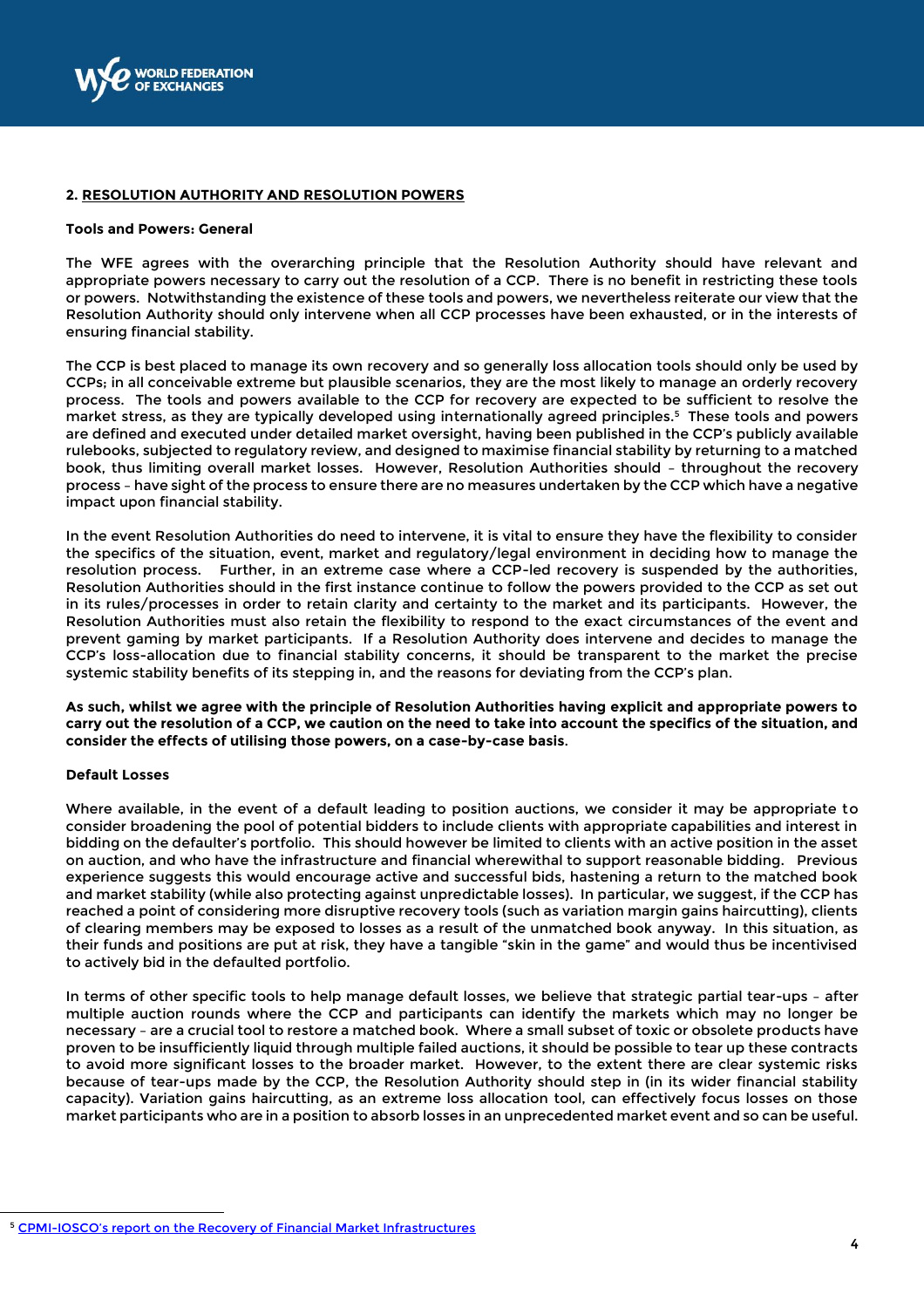## 2. RESOLUTION AUTHORITY AND RESOLUTION POWERS

**Tools and Powers: General**

The WFE agrees with the overarching principle that the Resolution Authority should have relevant and appropriate powers necessary to carry out the resolution of a CCP. There is no benefit in restricting these tools or powers. Notwithstanding the existence of these tools and powers, we nevertheless reiterate our view that the Resolution Authority should only intervene when all CCP processes have been exhausted, or in the interests of ensuring financial stability.

The CCP is best placed to manage its own recovery and so generally loss allocation tools should only be used by CCPs; in all conceivable extreme but plausible scenarios, they are the most likely to manage an orderly recovery process. The tools and powers available to the CCP for recovery are expected to be sufficient to resolve the market stress, as they are typically developed using internationally agreed principles.[5] These tools and powers are defined and executed under detailed market oversight, having been published in the CCP's publicly available rulebooks, subjected to regulatory review, and designed to maximise financial stability by returning to a matched book, thus limiting overall market losses. However, Resolution Authorities should – throughout the recovery process – have sight of the process to ensure there are no measures undertaken by the CCP which have a negative impact upon financial stability.

In the event Resolution Authorities do need to intervene, it is vital to ensure they have the flexibility to consider the specifics of the situation, event, market and regulatory/legal environment in deciding how to manage the resolution process. Further, in an extreme case where a CCP-led recovery is suspended by the authorities, Resolution Authorities should in the first instance continue to follow the powers provided to the CCP as set out in its rules/processes in order to retain clarity and certainty to the market and its participants. However, the Resolution Authorities must also retain the flexibility to respond to the exact circumstances of the event and prevent gaming by market participants. If a Resolution Authority does intervene and decides to manage the CCP's loss-allocation due to financial stability concerns, it should be transparent to the market the precise systemic stability benefits of its stepping in, and the reasons for deviating from the CCP's plan.

**As such, whilst we agree with the principle of Resolution Authorities having explicit and appropriate powers to carry out the resolution of a CCP, we caution on the need to take into account the specifics of the situation, and consider the effects of utilising those powers, on a case-by-case basis.**

**Default Losses**

Where available, in the event of a default leading to position auctions, we consider it may be appropriate to consider broadening the pool of potential bidders to include clients with appropriate capabilities and interest in bidding on the defaulter's portfolio. This should however be limited to clients with an active position in the asset on auction, and who have the infrastructure and financial wherewithal to support reasonable bidding. Previous experience suggests this would encourage active and successful bids, hastening a return to the matched book and market stability (while also protecting against unpredictable losses). In particular, we suggest, if the CCP has reached a point of considering more disruptive recovery tools (such as variation margin gains haircutting), clients of clearing members may be exposed to losses as a result of the unmatched book anyway. In this situation, as their funds and positions are put at risk, they have a tangible "skin in the game" and would thus be incentivised to actively bid in the defaulted portfolio.

In terms of other specific tools to help manage default losses, we believe that strategic partial tear-ups – after multiple auction rounds where the CCP and participants can identify the markets which may no longer be necessary – are a crucial tool to restore a matched book. Where a small subset of toxic or obsolete products have proven to be insufficiently liquid through multiple failed auctions, it should be possible to tear up these contracts to avoid more significant losses to the broader market. However, to the extent there are clear systemic risks because of tear-ups made by the CCP, the Resolution Authority should step in (in its wider financial stability capacity). Variation gains haircutting, as an extreme loss allocation tool, can effectively focus losses on those market participants who are in a position to absorb losses in an unprecedented market event and so can be useful.

---

[5] CPMI-IOSCO's report on the Recovery of Financial Market Infrastructures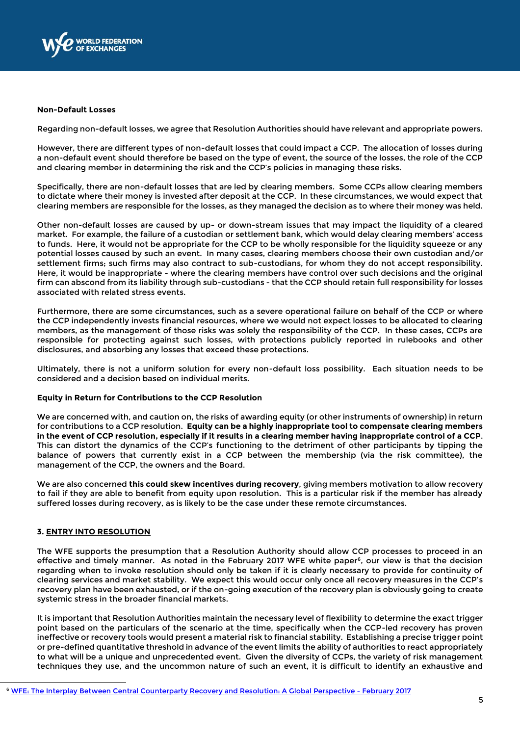**Non-Default Losses**

Regarding non-default losses, we agree that Resolution Authorities should have relevant and appropriate powers.

However, there are different types of non-default losses that could impact a CCP. The allocation of losses during a non-default event should therefore be based on the type of event, the source of the losses, the role of the CCP and clearing member in determining the risk and the CCP's policies in managing these risks.

Specifically, there are non-default losses that are led by clearing members. Some CCPs allow clearing members to dictate where their money is invested after deposit at the CCP. In these circumstances, we would expect that clearing members are responsible for the losses, as they managed the decision as to where their money was held.

Other non-default losses are caused by up- or down-stream issues that may impact the liquidity of a cleared market. For example, the failure of a custodian or settlement bank, which would delay clearing members' access to funds. Here, it would not be appropriate for the CCP to be wholly responsible for the liquidity squeeze or any potential losses caused by such an event. In many cases, clearing members choose their own custodian and/or settlement firms; such firms may also contract to sub-custodians, for whom they do not accept responsibility. Here, it would be inappropriate - where the clearing members have control over such decisions and the original firm can abscond from its liability through sub-custodians - that the CCP should retain full responsibility for losses associated with related stress events.

Furthermore, there are some circumstances, such as a severe operational failure on behalf of the CCP or where the CCP independently invests financial resources, where we would not expect losses to be allocated to clearing members, as the management of those risks was solely the responsibility of the CCP. In these cases, CCPs are responsible for protecting against such losses, with protections publicly reported in rulebooks and other disclosures, and absorbing any losses that exceed these protections.

Ultimately, there is not a uniform solution for every non-default loss possibility. Each situation needs to be considered and a decision based on individual merits.

**Equity in Return for Contributions to the CCP Resolution**

We are concerned with, and caution on, the risks of awarding equity (or other instruments of ownership) in return for contributions to a CCP resolution. **Equity can be a highly inappropriate tool to compensate clearing members in the event of CCP resolution, especially if it results in a clearing member having inappropriate control of a CCP.** This can distort the dynamics of the CCP's functioning to the detriment of other participants by tipping the balance of powers that currently exist in a CCP between the membership (via the risk committee), the management of the CCP, the owners and the Board.

We are also concerned **this could skew incentives during recovery**, giving members motivation to allow recovery to fail if they are able to benefit from equity upon resolution. This is a particular risk if the member has already suffered losses during recovery, as is likely to be the case under these remote circumstances.

### 3. ENTRY INTO RESOLUTION

The WFE supports the presumption that a Resolution Authority should allow CCP processes to proceed in an effective and timely manner. As noted in the February 2017 WFE white paper[6], our view is that the decision regarding when to invoke resolution should only be taken if it is clearly necessary to provide for continuity of clearing services and market stability. We expect this would occur only once all recovery measures in the CCP's recovery plan have been exhausted, or if the on-going execution of the recovery plan is obviously going to create systemic stress in the broader financial markets.

It is important that Resolution Authorities maintain the necessary level of flexibility to determine the exact trigger point based on the particulars of the scenario at the time, specifically when the CCP-led recovery has proven ineffective or recovery tools would present a material risk to financial stability. Establishing a precise trigger point or pre-defined quantitative threshold in advance of the event limits the ability of authorities to react appropriately to what will be a unique and unprecedented event. Given the diversity of CCPs, the variety of risk management techniques they use, and the uncommon nature of such an event, it is difficult to identify an exhaustive and

[6] WFE: The Interplay Between Central Counterparty Recovery and Resolution: A Global Perspective - February 2017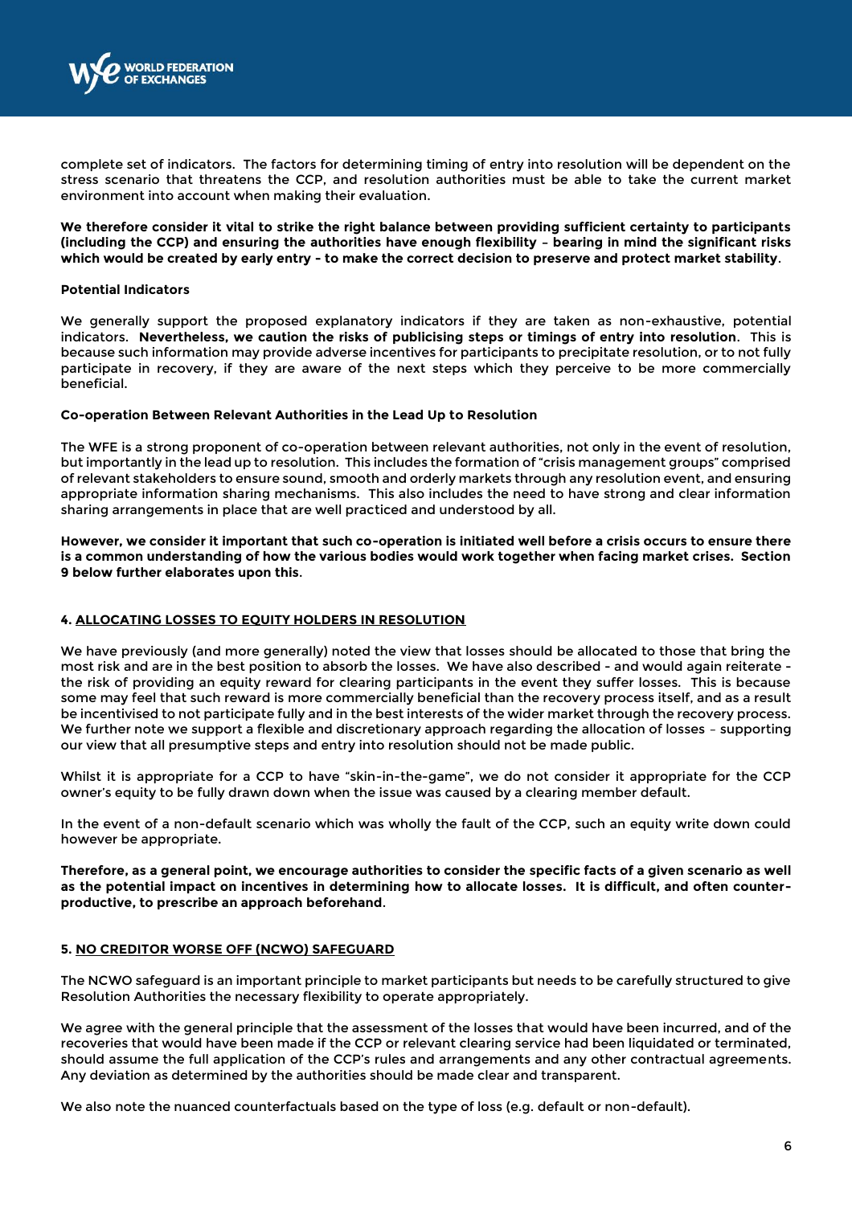complete set of indicators. The factors for determining timing of entry into resolution will be dependent on the stress scenario that threatens the CCP, and resolution authorities must be able to take the current market environment into account when making their evaluation.

**We therefore consider it vital to strike the right balance between providing sufficient certainty to participants (including the CCP) and ensuring the authorities have enough flexibility – bearing in mind the significant risks which would be created by early entry - to make the correct decision to preserve and protect market stability**.

**Potential Indicators**

We generally support the proposed explanatory indicators if they are taken as non-exhaustive, potential indicators. **Nevertheless, we caution the risks of publicising steps or timings of entry into resolution**. This is because such information may provide adverse incentives for participants to precipitate resolution, or to not fully participate in recovery, if they are aware of the next steps which they perceive to be more commercially beneficial.

**Co-operation Between Relevant Authorities in the Lead Up to Resolution**

The WFE is a strong proponent of co-operation between relevant authorities, not only in the event of resolution, but importantly in the lead up to resolution. This includes the formation of "crisis management groups" comprised of relevant stakeholders to ensure sound, smooth and orderly markets through any resolution event, and ensuring appropriate information sharing mechanisms. This also includes the need to have strong and clear information sharing arrangements in place that are well practiced and understood by all.

**However, we consider it important that such co-operation is initiated well before a crisis occurs to ensure there is a common understanding of how the various bodies would work together when facing market crises. Section 9 below further elaborates upon this**.

## 4. ALLOCATING LOSSES TO EQUITY HOLDERS IN RESOLUTION

We have previously (and more generally) noted the view that losses should be allocated to those that bring the most risk and are in the best position to absorb the losses. We have also described - and would again reiterate - the risk of providing an equity reward for clearing participants in the event they suffer losses. This is because some may feel that such reward is more commercially beneficial than the recovery process itself, and as a result be incentivised to not participate fully and in the best interests of the wider market through the recovery process. We further note we support a flexible and discretionary approach regarding the allocation of losses – supporting our view that all presumptive steps and entry into resolution should not be made public.

Whilst it is appropriate for a CCP to have "skin-in-the-game", we do not consider it appropriate for the CCP owner's equity to be fully drawn down when the issue was caused by a clearing member default.

In the event of a non-default scenario which was wholly the fault of the CCP, such an equity write down could however be appropriate.

**Therefore, as a general point, we encourage authorities to consider the specific facts of a given scenario as well as the potential impact on incentives in determining how to allocate losses. It is difficult, and often counter-productive, to prescribe an approach beforehand**.

## 5. NO CREDITOR WORSE OFF (NCWO) SAFEGUARD

The NCWO safeguard is an important principle to market participants but needs to be carefully structured to give Resolution Authorities the necessary flexibility to operate appropriately.

We agree with the general principle that the assessment of the losses that would have been incurred, and of the recoveries that would have been made if the CCP or relevant clearing service had been liquidated or terminated, should assume the full application of the CCP's rules and arrangements and any other contractual agreements. Any deviation as determined by the authorities should be made clear and transparent.

We also note the nuanced counterfactuals based on the type of loss (e.g. default or non-default).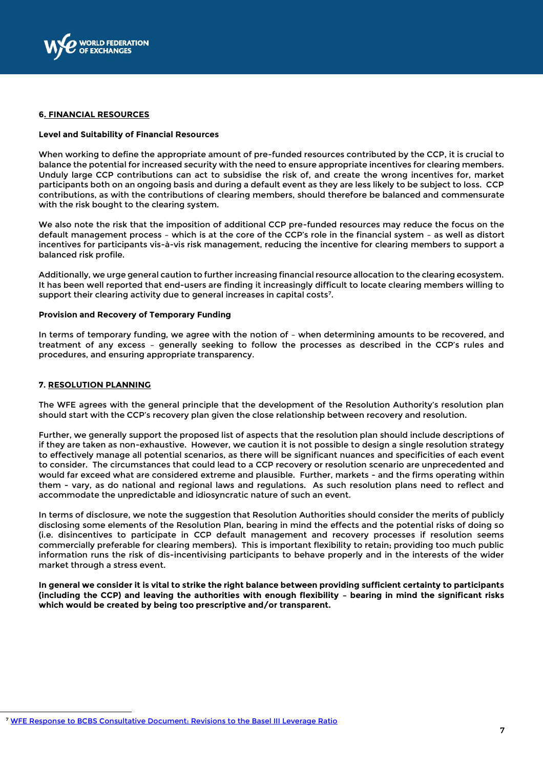## 6. FINANCIAL RESOURCES

### Level and Suitability of Financial Resources

When working to define the appropriate amount of pre-funded resources contributed by the CCP, it is crucial to balance the potential for increased security with the need to ensure appropriate incentives for clearing members. Unduly large CCP contributions can act to subsidise the risk of, and create the wrong incentives for, market participants both on an ongoing basis and during a default event as they are less likely to be subject to loss. CCP contributions, as with the contributions of clearing members, should therefore be balanced and commensurate with the risk bought to the clearing system.

We also note the risk that the imposition of additional CCP pre-funded resources may reduce the focus on the default management process – which is at the core of the CCP's role in the financial system – as well as distort incentives for participants vis-à-vis risk management, reducing the incentive for clearing members to support a balanced risk profile.

Additionally, we urge general caution to further increasing financial resource allocation to the clearing ecosystem. It has been well reported that end-users are finding it increasingly difficult to locate clearing members willing to support their clearing activity due to general increases in capital costs[7].

### Provision and Recovery of Temporary Funding

In terms of temporary funding, we agree with the notion of – when determining amounts to be recovered, and treatment of any excess – generally seeking to follow the processes as described in the CCP's rules and procedures, and ensuring appropriate transparency.

## 7. RESOLUTION PLANNING

The WFE agrees with the general principle that the development of the Resolution Authority's resolution plan should start with the CCP's recovery plan given the close relationship between recovery and resolution.

Further, we generally support the proposed list of aspects that the resolution plan should include descriptions of if they are taken as non-exhaustive. However, we caution it is not possible to design a single resolution strategy to effectively manage all potential scenarios, as there will be significant nuances and specificities of each event to consider. The circumstances that could lead to a CCP recovery or resolution scenario are unprecedented and would far exceed what are considered extreme and plausible. Further, markets - and the firms operating within them - vary, as do national and regional laws and regulations. As such resolution plans need to reflect and accommodate the unpredictable and idiosyncratic nature of such an event.

In terms of disclosure, we note the suggestion that Resolution Authorities should consider the merits of publicly disclosing some elements of the Resolution Plan, bearing in mind the effects and the potential risks of doing so (i.e. disincentives to participate in CCP default management and recovery processes if resolution seems commercially preferable for clearing members). This is important flexibility to retain; providing too much public information runs the risk of dis-incentivising participants to behave properly and in the interests of the wider market through a stress event.

**In general we consider it is vital to strike the right balance between providing sufficient certainty to participants (including the CCP) and leaving the authorities with enough flexibility – bearing in mind the significant risks which would be created by being too prescriptive and/or transparent.**

---

[7] WFE Response to BCBS Consultative Document: Revisions to the Basel III Leverage Ratio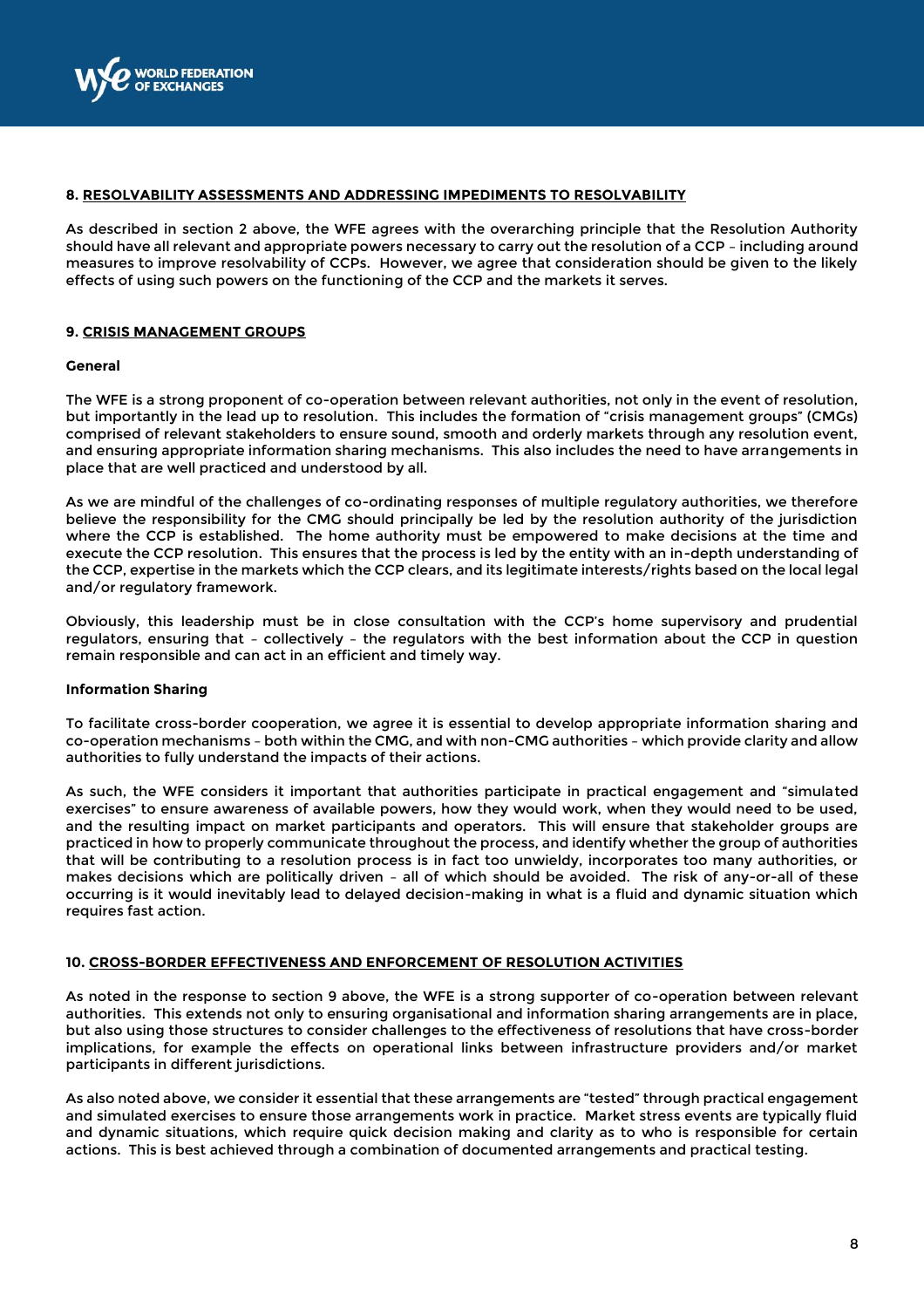## 8. RESOLVABILITY ASSESSMENTS AND ADDRESSING IMPEDIMENTS TO RESOLVABILITY

As described in section 2 above, the WFE agrees with the overarching principle that the Resolution Authority should have all relevant and appropriate powers necessary to carry out the resolution of a CCP – including around measures to improve resolvability of CCPs. However, we agree that consideration should be given to the likely effects of using such powers on the functioning of the CCP and the markets it serves.

## 9. CRISIS MANAGEMENT GROUPS

### General

The WFE is a strong proponent of co-operation between relevant authorities, not only in the event of resolution, but importantly in the lead up to resolution. This includes the formation of "crisis management groups" (CMGs) comprised of relevant stakeholders to ensure sound, smooth and orderly markets through any resolution event, and ensuring appropriate information sharing mechanisms. This also includes the need to have arrangements in place that are well practiced and understood by all.

As we are mindful of the challenges of co-ordinating responses of multiple regulatory authorities, we therefore believe the responsibility for the CMG should principally be led by the resolution authority of the jurisdiction where the CCP is established. The home authority must be empowered to make decisions at the time and execute the CCP resolution. This ensures that the process is led by the entity with an in-depth understanding of the CCP, expertise in the markets which the CCP clears, and its legitimate interests/rights based on the local legal and/or regulatory framework.

Obviously, this leadership must be in close consultation with the CCP's home supervisory and prudential regulators, ensuring that – collectively – the regulators with the best information about the CCP in question remain responsible and can act in an efficient and timely way.

### Information Sharing

To facilitate cross-border cooperation, we agree it is essential to develop appropriate information sharing and co-operation mechanisms – both within the CMG, and with non-CMG authorities – which provide clarity and allow authorities to fully understand the impacts of their actions.

As such, the WFE considers it important that authorities participate in practical engagement and "simulated exercises" to ensure awareness of available powers, how they would work, when they would need to be used, and the resulting impact on market participants and operators. This will ensure that stakeholder groups are practiced in how to properly communicate throughout the process, and identify whether the group of authorities that will be contributing to a resolution process is in fact too unwieldy, incorporates too many authorities, or makes decisions which are politically driven – all of which should be avoided. The risk of any-or-all of these occurring is it would inevitably lead to delayed decision-making in what is a fluid and dynamic situation which requires fast action.

## 10. CROSS-BORDER EFFECTIVENESS AND ENFORCEMENT OF RESOLUTION ACTIVITIES

As noted in the response to section 9 above, the WFE is a strong supporter of co-operation between relevant authorities. This extends not only to ensuring organisational and information sharing arrangements are in place, but also using those structures to consider challenges to the effectiveness of resolutions that have cross-border implications, for example the effects on operational links between infrastructure providers and/or market participants in different jurisdictions.

As also noted above, we consider it essential that these arrangements are "tested" through practical engagement and simulated exercises to ensure those arrangements work in practice. Market stress events are typically fluid and dynamic situations, which require quick decision making and clarity as to who is responsible for certain actions. This is best achieved through a combination of documented arrangements and practical testing.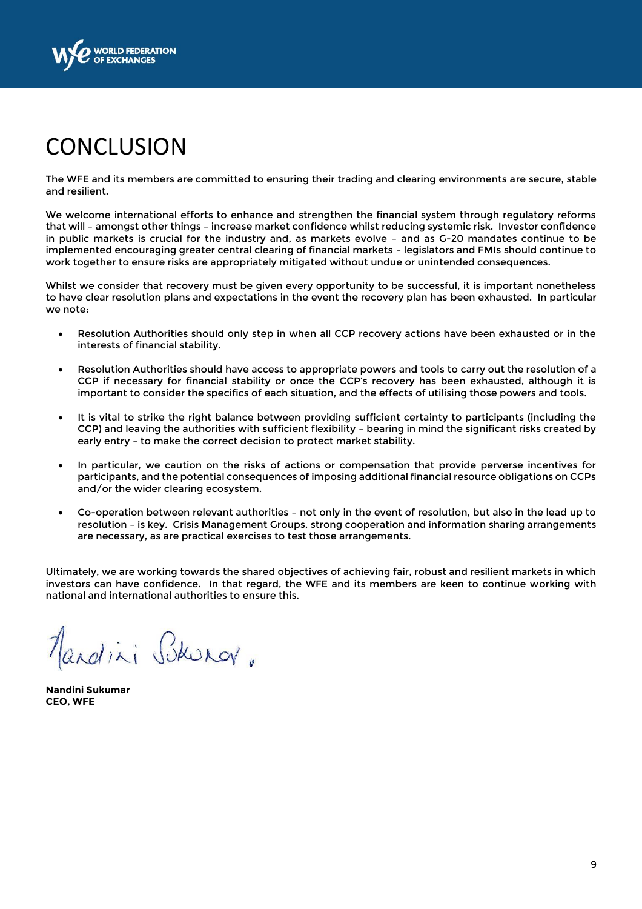# CONCLUSION

The WFE and its members are committed to ensuring their trading and clearing environments are secure, stable and resilient.

We welcome international efforts to enhance and strengthen the financial system through regulatory reforms that will – amongst other things – increase market confidence whilst reducing systemic risk. Investor confidence in public markets is crucial for the industry and, as markets evolve – and as G-20 mandates continue to be implemented encouraging greater central clearing of financial markets – legislators and FMIs should continue to work together to ensure risks are appropriately mitigated without undue or unintended consequences.

Whilst we consider that recovery must be given every opportunity to be successful, it is important nonetheless to have clear resolution plans and expectations in the event the recovery plan has been exhausted. In particular we note:

- Resolution Authorities should only step in when all CCP recovery actions have been exhausted or in the interests of financial stability.
- Resolution Authorities should have access to appropriate powers and tools to carry out the resolution of a CCP if necessary for financial stability or once the CCP's recovery has been exhausted, although it is important to consider the specifics of each situation, and the effects of utilising those powers and tools.
- It is vital to strike the right balance between providing sufficient certainty to participants (including the CCP) and leaving the authorities with sufficient flexibility – bearing in mind the significant risks created by early entry – to make the correct decision to protect market stability.
- In particular, we caution on the risks of actions or compensation that provide perverse incentives for participants, and the potential consequences of imposing additional financial resource obligations on CCPs and/or the wider clearing ecosystem.
- Co-operation between relevant authorities – not only in the event of resolution, but also in the lead up to resolution – is key. Crisis Management Groups, strong cooperation and information sharing arrangements are necessary, as are practical exercises to test those arrangements.

Ultimately, we are working towards the shared objectives of achieving fair, robust and resilient markets in which investors can have confidence. In that regard, the WFE and its members are keen to continue working with national and international authorities to ensure this.

Nandini Sukumar

**Nandini Sukumar**
**CEO, WFE**